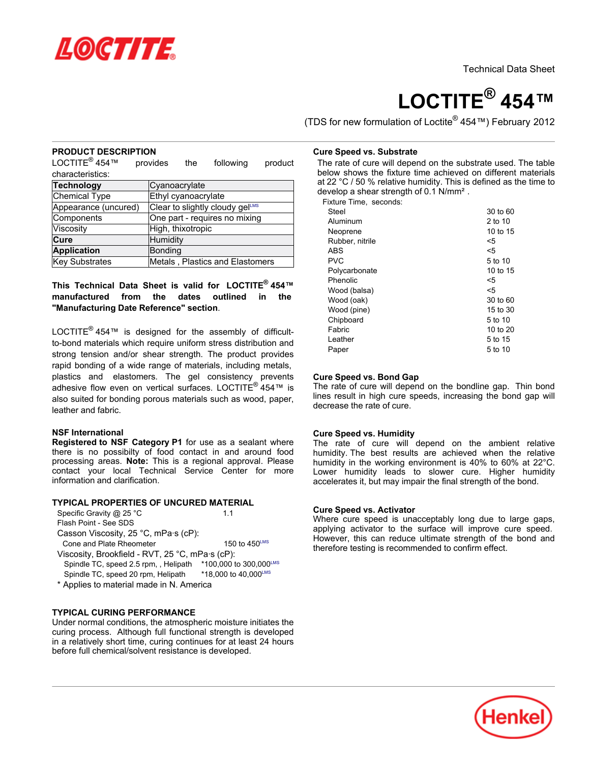Technical Data Sheet

# LOCTITE® 454™

(TDS for new formulation of Loctite® 454™) February 2012

## PRODUCT DESCRIPTION

LOCTITE® 454™ provides the following product characteristics:

| **Technology** | Cyanoacrylate |
|---|---|
| Chemical Type | Ethyl cyanoacrylate |
| Appearance (uncured) | Clear to slightly cloudy gel[LMS] |
| Components | One part - requires no mixing |
| Viscosity | High, thixotropic |
| **Cure** | Humidity |
| **Application** | Bonding |
| Key Substrates | Metals , Plastics and Elastomers |

**This Technical Data Sheet is valid for LOCTITE® 454™ manufactured from the dates outlined in the "Manufacturing Date Reference" section.**

LOCTITE® 454™ is designed for the assembly of difficult-to-bond materials which require uniform stress distribution and strong tension and/or shear strength. The product provides rapid bonding of a wide range of materials, including metals, plastics and elastomers. The gel consistency prevents adhesive flow even on vertical surfaces. LOCTITE® 454™ is also suited for bonding porous materials such as wood, paper, leather and fabric.

### NSF International

**Registered to NSF Category P1** for use as a sealant where there is no possibilty of food contact in and around food processing areas. **Note:** This is a regional approval. Please contact your local Technical Service Center for more information and clarification.

## TYPICAL PROPERTIES OF UNCURED MATERIAL

Specific Gravity @ 25 °C 1.1
Flash Point - See SDS
Casson Viscosity, 25 °C, mPa·s (cP):
Cone and Plate Rheometer 150 to 450[LMS]
Viscosity, Brookfield - RVT, 25 °C, mPa·s (cP):
Spindle TC, speed 2.5 rpm, , Helipath *100,000 to 300,000[LMS]
Spindle TC, speed 20 rpm, Helipath *18,000 to 40,000[LMS]
* Applies to material made in N. America

## TYPICAL CURING PERFORMANCE

Under normal conditions, the atmospheric moisture initiates the curing process. Although full functional strength is developed in a relatively short time, curing continues for at least 24 hours before full chemical/solvent resistance is developed.

### Cure Speed vs. Substrate

The rate of cure will depend on the substrate used. The table below shows the fixture time achieved on different materials at 22 °C / 50 % relative humidity. This is defined as the time to develop a shear strength of 0.1 N/mm².

Fixture Time, seconds:

| Substrate | Fixture Time, seconds |
|---|---|
| Steel | 30 to 60 |
| Aluminum | 2 to 10 |
| Neoprene | 10 to 15 |
| Rubber, nitrile | <5 |
| ABS | <5 |
| PVC | 5 to 10 |
| Polycarbonate | 10 to 15 |
| Phenolic | <5 |
| Wood (balsa) | <5 |
| Wood (oak) | 30 to 60 |
| Wood (pine) | 15 to 30 |
| Chipboard | 5 to 10 |
| Fabric | 10 to 20 |
| Leather | 5 to 15 |
| Paper | 5 to 10 |

### Cure Speed vs. Bond Gap

The rate of cure will depend on the bondline gap. Thin bond lines result in high cure speeds, increasing the bond gap will decrease the rate of cure.

### Cure Speed vs. Humidity

The rate of cure will depend on the ambient relative humidity. The best results are achieved when the relative humidity in the working environment is 40% to 60% at 22°C. Lower humidity leads to slower cure. Higher humidity accelerates it, but may impair the final strength of the bond.

### Cure Speed vs. Activator

Where cure speed is unacceptably long due to large gaps, applying activator to the surface will improve cure speed. However, this can reduce ultimate strength of the bond and therefore testing is recommended to confirm effect.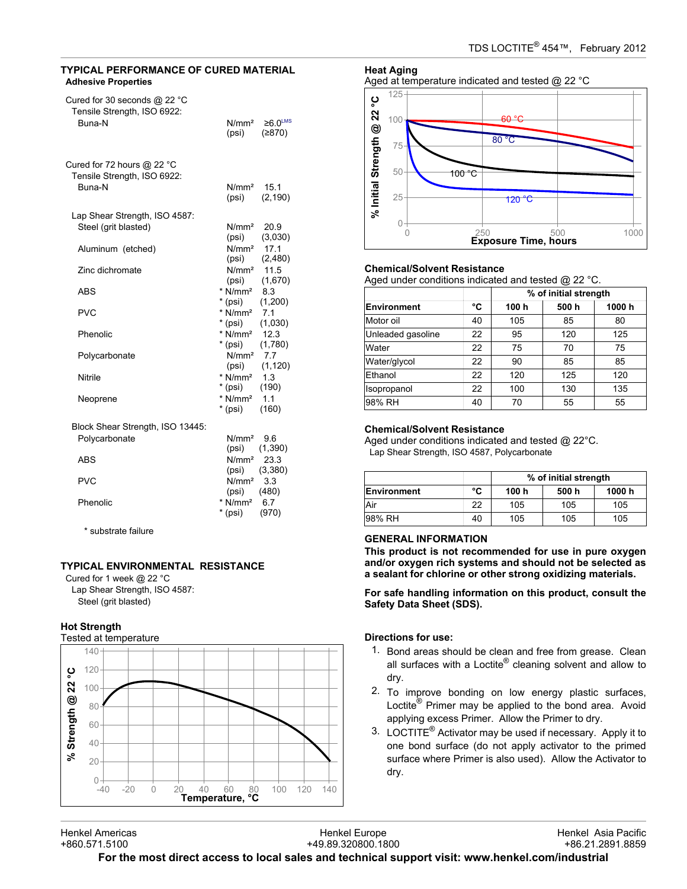## TYPICAL PERFORMANCE OF CURED MATERIAL

### Adhesive Properties

Cured for 30 seconds @ 22 °C

Tensile Strength, ISO 6922:

| | | |
|---|---|---|
| Buna-N | N/mm² | ≥6.0[LMS] |
| | (psi) | (≥870) |

Cured for 72 hours @ 22 °C

Tensile Strength, ISO 6922:

| | | |
|---|---|---|
| Buna-N | N/mm² | 15.1 |
| | (psi) | (2,190) |

Lap Shear Strength, ISO 4587:

| | | |
|---|---|---|
| Steel (grit blasted) | N/mm² | 20.9 |
| | (psi) | (3,030) |
| Aluminum (etched) | N/mm² | 17.1 |
| | (psi) | (2,480) |
| Zinc dichromate | N/mm² | 11.5 |
| | (psi) | (1,670) |
| ABS | * N/mm² | 8.3 |
| | * (psi) | (1,200) |
| PVC | * N/mm² | 7.1 |
| | * (psi) | (1,030) |
| Phenolic | * N/mm² | 12.3 |
| | * (psi) | (1,780) |
| Polycarbonate | N/mm² | 7.7 |
| | (psi) | (1,120) |
| Nitrile | * N/mm² | 1.3 |
| | * (psi) | (190) |
| Neoprene | * N/mm² | 1.1 |
| | * (psi) | (160) |

Block Shear Strength, ISO 13445:

| | | |
|---|---|---|
| Polycarbonate | N/mm² | 9.6 |
| | (psi) | (1,390) |
| ABS | N/mm² | 23.3 |
| | (psi) | (3,380) |
| PVC | N/mm² | 3.3 |
| | (psi) | (480) |
| Phenolic | * N/mm² | 6.7 |
| | * (psi) | (970) |

\* substrate failure

## TYPICAL ENVIRONMENTAL RESISTANCE

Cured for 1 week @ 22 °C

Lap Shear Strength, ISO 4587:

Steel (grit blasted)

### Hot Strength

Tested at temperature

### Heat Aging

Aged at temperature indicated and tested @ 22 °C

### Chemical/Solvent Resistance

Aged under conditions indicated and tested @ 22 °C.

| | | % of initial strength | | |
|---|---|---|---|---|
| **Environment** | **°C** | **100 h** | **500 h** | **1000 h** |
| Motor oil | 40 | 105 | 85 | 80 |
| Unleaded gasoline | 22 | 95 | 120 | 125 |
| Water | 22 | 75 | 70 | 75 |
| Water/glycol | 22 | 90 | 85 | 85 |
| Ethanol | 22 | 120 | 125 | 120 |
| Isopropanol | 22 | 100 | 130 | 135 |
| 98% RH | 40 | 70 | 55 | 55 |

### Chemical/Solvent Resistance

Aged under conditions indicated and tested @ 22°C.

Lap Shear Strength, ISO 4587, Polycarbonate

| | | % of initial strength | | |
|---|---|---|---|---|
| **Environment** | **°C** | **100 h** | **500 h** | **1000 h** |
| Air | 22 | 105 | 105 | 105 |
| 98% RH | 40 | 105 | 105 | 105 |

## GENERAL INFORMATION

**This product is not recommended for use in pure oxygen and/or oxygen rich systems and should not be selected as a sealant for chlorine or other strong oxidizing materials.**

**For safe handling information on this product, consult the Safety Data Sheet (SDS).**

**Directions for use:**

1. Bond areas should be clean and free from grease. Clean all surfaces with a Loctite® cleaning solvent and allow to dry.
2. To improve bonding on low energy plastic surfaces, Loctite® Primer may be applied to the bond area. Avoid applying excess Primer. Allow the Primer to dry.
3. LOCTITE® Activator may be used if necessary. Apply it to one bond surface (do not apply activator to the primed surface where Primer is also used). Allow the Activator to dry.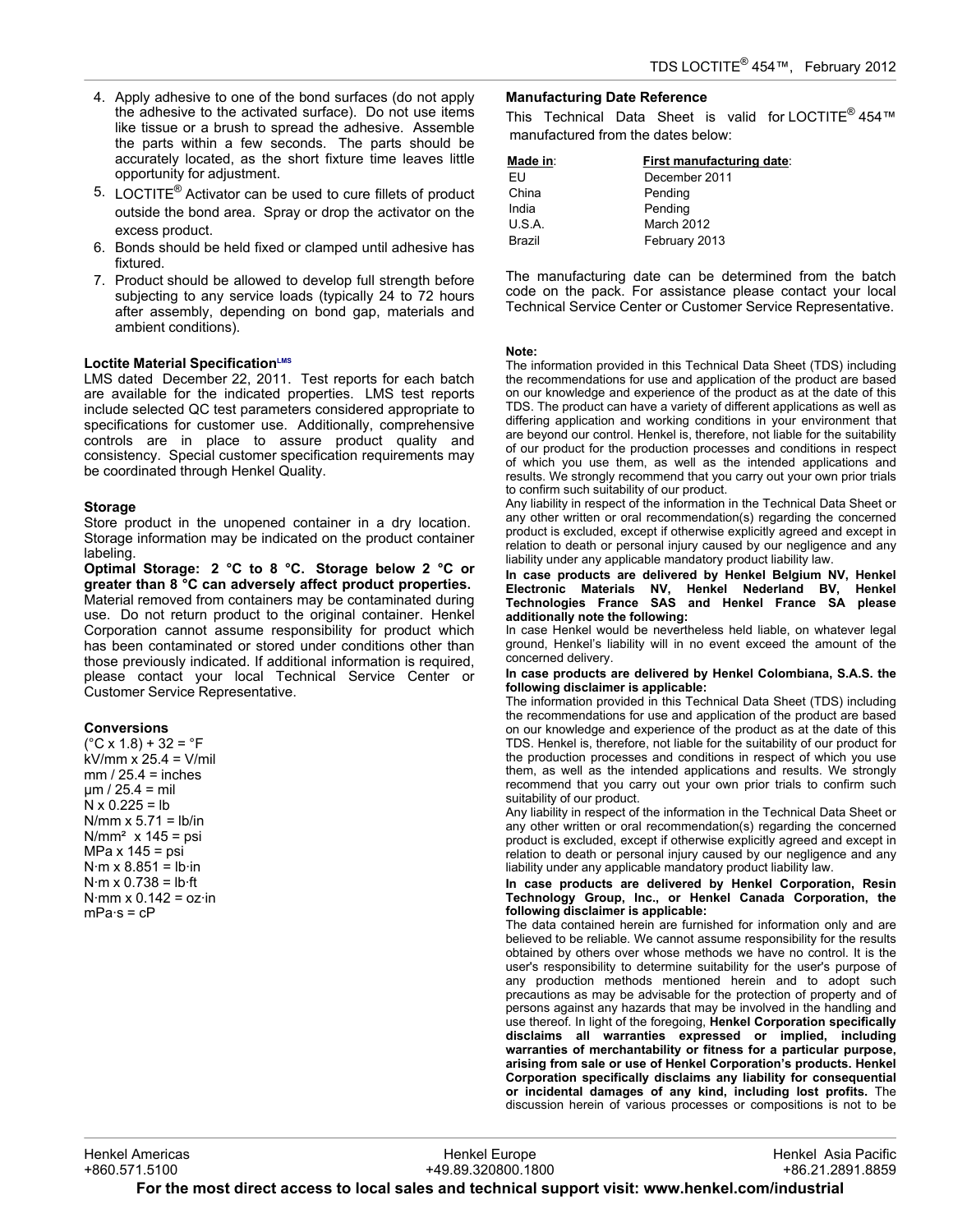4. Apply adhesive to one of the bond surfaces (do not apply the adhesive to the activated surface). Do not use items like tissue or a brush to spread the adhesive. Assemble the parts within a few seconds. The parts should be accurately located, as the short fixture time leaves little opportunity for adjustment.
5. LOCTITE® Activator can be used to cure fillets of product outside the bond area. Spray or drop the activator on the excess product.
6. Bonds should be held fixed or clamped until adhesive has fixtured.
7. Product should be allowed to develop full strength before subjecting to any service loads (typically 24 to 72 hours after assembly, depending on bond gap, materials and ambient conditions).

### Loctite Material Specification[LMS]

LMS dated December 22, 2011. Test reports for each batch are available for the indicated properties. LMS test reports include selected QC test parameters considered appropriate to specifications for customer use. Additionally, comprehensive controls are in place to assure product quality and consistency. Special customer specification requirements may be coordinated through Henkel Quality.

### Storage

Store product in the unopened container in a dry location. Storage information may be indicated on the product container labeling.

**Optimal Storage: 2 °C to 8 °C. Storage below 2 °C or greater than 8 °C can adversely affect product properties.** Material removed from containers may be contaminated during use. Do not return product to the original container. Henkel Corporation cannot assume responsibility for product which has been contaminated or stored under conditions other than those previously indicated. If additional information is required, please contact your local Technical Service Center or Customer Service Representative.

### Conversions

(°C x 1.8) + 32 = °F
kV/mm x 25.4 = V/mil
mm / 25.4 = inches
µm / 25.4 = mil
N x 0.225 = lb
N/mm x 5.71 = lb/in
$N/mm^2$ x 145 = psi
MPa x 145 = psi
N·m x 8.851 = lb·in
N·m x 0.738 = lb·ft
N·mm x 0.142 = oz·in
mPa·s = cP

### Manufacturing Date Reference

This Technical Data Sheet is valid for LOCTITE® 454™ manufactured from the dates below:

| Made in: | First manufacturing date: |
|---|---|
| EU | December 2011 |
| China | Pending |
| India | Pending |
| U.S.A. | March 2012 |
| Brazil | February 2013 |

The manufacturing date can be determined from the batch code on the pack. For assistance please contact your local Technical Service Center or Customer Service Representative.

**Note:**
The information provided in this Technical Data Sheet (TDS) including the recommendations for use and application of the product are based on our knowledge and experience of the product as at the date of this TDS. The product can have a variety of different applications as well as differing application and working conditions in your environment that are beyond our control. Henkel is, therefore, not liable for the suitability of our product for the production processes and conditions in respect of which you use them, as well as the intended applications and results. We strongly recommend that you carry out your own prior trials to confirm such suitability of our product.
Any liability in respect of the information in the Technical Data Sheet or any other written or oral recommendation(s) regarding the concerned product is excluded, except if otherwise explicitly agreed and except in relation to death or personal injury caused by our negligence and any liability under any applicable mandatory product liability law.

**In case products are delivered by Henkel Belgium NV, Henkel Electronic Materials NV, Henkel Nederland BV, Henkel Technologies France SAS and Henkel France SA please additionally note the following:**
In case Henkel would be nevertheless held liable, on whatever legal ground, Henkel's liability will in no event exceed the amount of the concerned delivery.

**In case products are delivered by Henkel Colombiana, S.A.S. the following disclaimer is applicable:**
The information provided in this Technical Data Sheet (TDS) including the recommendations for use and application of the product are based on our knowledge and experience of the product as at the date of this TDS. Henkel is, therefore, not liable for the suitability of our product for the production processes and conditions in respect of which you use them, as well as the intended applications and results. We strongly recommend that you carry out your own prior trials to confirm such suitability of our product.
Any liability in respect of the information in the Technical Data Sheet or any other written or oral recommendation(s) regarding the concerned product is excluded, except if otherwise explicitly agreed and except in relation to death or personal injury caused by our negligence and any liability under any applicable mandatory product liability law.

**In case products are delivered by Henkel Corporation, Resin Technology Group, Inc., or Henkel Canada Corporation, the following disclaimer is applicable:**
The data contained herein are furnished for information only and are believed to be reliable. We cannot assume responsibility for the results obtained by others over whose methods we have no control. It is the user's responsibility to determine suitability for the user's purpose of any production methods mentioned herein and to adopt such precautions as may be advisable for the protection of property and of persons against any hazards that may be involved in the handling and use thereof. In light of the foregoing, **Henkel Corporation specifically disclaims all warranties expressed or implied, including warranties of merchantability or fitness for a particular purpose, arising from sale or use of Henkel Corporation's products. Henkel Corporation specifically disclaims any liability for consequential or incidental damages of any kind, including lost profits.** The discussion herein of various processes or compositions is not to be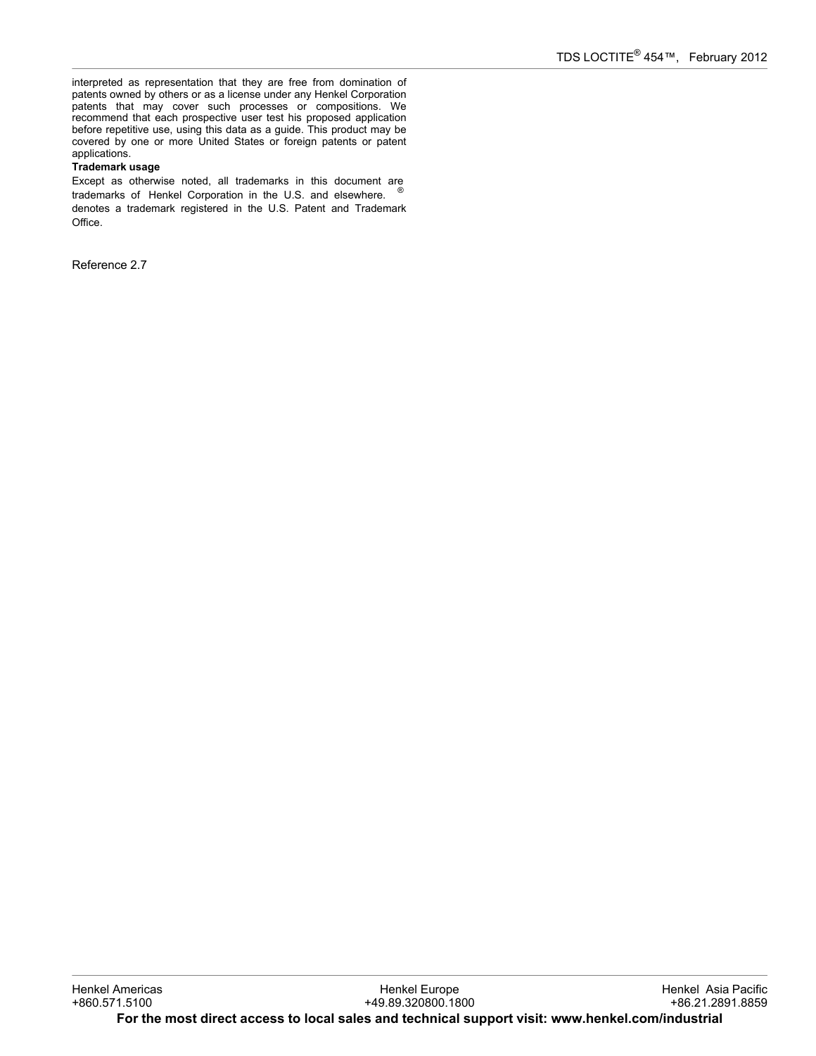interpreted as representation that they are free from domination of patents owned by others or as a license under any Henkel Corporation patents that may cover such processes or compositions. We recommend that each prospective user test his proposed application before repetitive use, using this data as a guide. This product may be covered by one or more United States or foreign patents or patent applications.

**Trademark usage**

Except as otherwise noted, all trademarks in this document are trademarks of Henkel Corporation in the U.S. and elsewhere. ® denotes a trademark registered in the U.S. Patent and Trademark Office.

Reference 2.7

Henkel Americas
+860.571.5100

Henkel Europe
+49.89.320800.1800

Henkel Asia Pacific
+86.21.2891.8859

**For the most direct access to local sales and technical support visit: www.henkel.com/industrial**